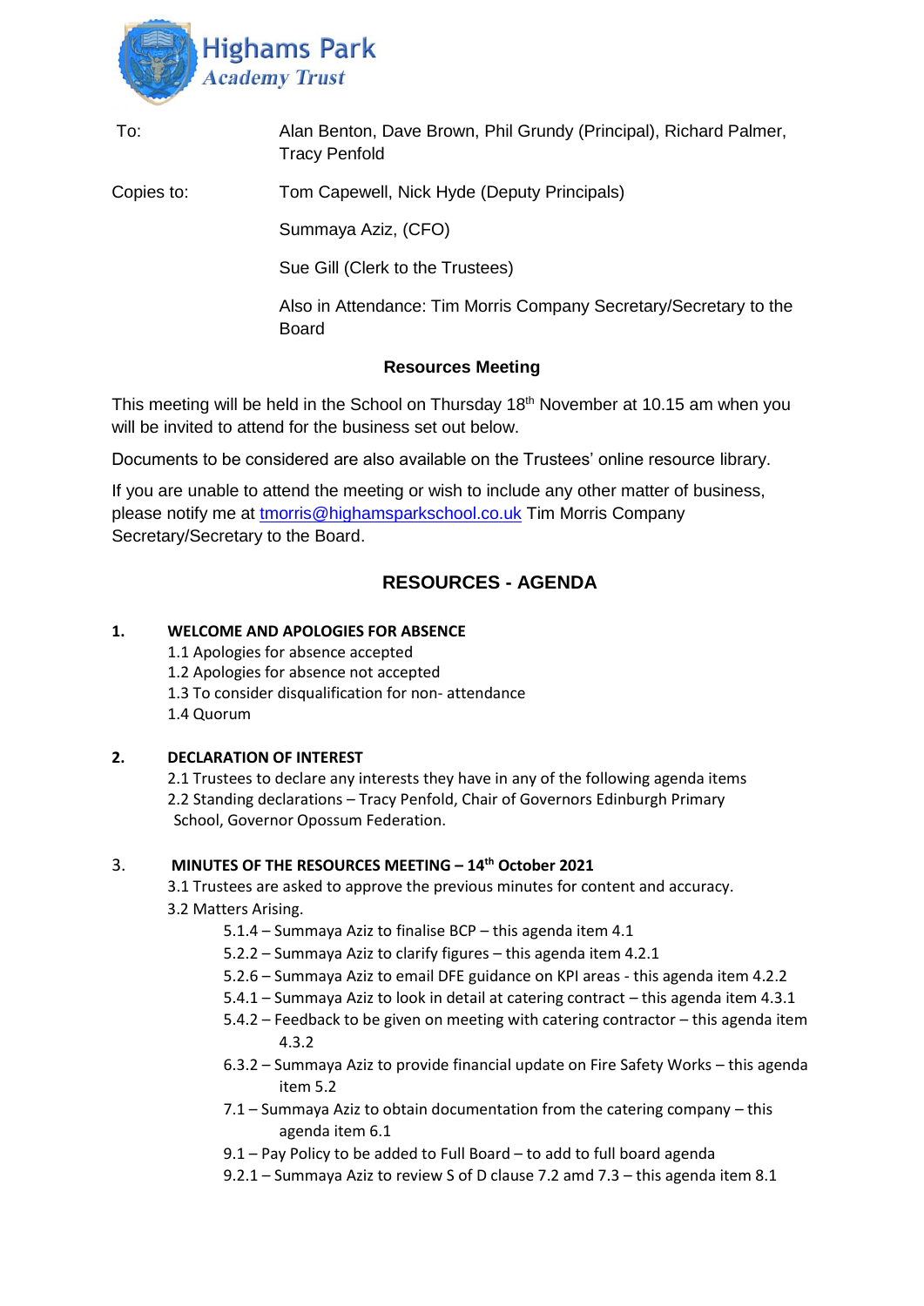**Highams Park**
***Academy Trust***

| | |
|---|---|
| To: | Alan Benton, Dave Brown, Phil Grundy (Principal), Richard Palmer, Tracy Penfold |
| Copies to: | Tom Capewell, Nick Hyde (Deputy Principals) |
| | Summaya Aziz, (CFO) |
| | Sue Gill (Clerk to the Trustees) |
| | Also in Attendance: Tim Morris Company Secretary/Secretary to the Board |

**Resources Meeting**

This meeting will be held in the School on Thursday 18th November at 10.15 am when you will be invited to attend for the business set out below.

Documents to be considered are also available on the Trustees' online resource library.

If you are unable to attend the meeting or wish to include any other matter of business, please notify me at tmorris@highamsparkschool.co.uk Tim Morris Company Secretary/Secretary to the Board.

## RESOURCES - AGENDA

**1. WELCOME AND APOLOGIES FOR ABSENCE**

1.1 Apologies for absence accepted
1.2 Apologies for absence not accepted
1.3 To consider disqualification for non- attendance
1.4 Quorum

**2. DECLARATION OF INTEREST**

2.1 Trustees to declare any interests they have in any of the following agenda items
2.2 Standing declarations – Tracy Penfold, Chair of Governors Edinburgh Primary School, Governor Opossum Federation.

**3. MINUTES OF THE RESOURCES MEETING – 14th October 2021**

3.1 Trustees are asked to approve the previous minutes for content and accuracy.
3.2 Matters Arising.

- 5.1.4 – Summaya Aziz to finalise BCP – this agenda item 4.1
- 5.2.2 – Summaya Aziz to clarify figures – this agenda item 4.2.1
- 5.2.6 – Summaya Aziz to email DFE guidance on KPI areas - this agenda item 4.2.2
- 5.4.1 – Summaya Aziz to look in detail at catering contract – this agenda item 4.3.1
- 5.4.2 – Feedback to be given on meeting with catering contractor – this agenda item 4.3.2
- 6.3.2 – Summaya Aziz to provide financial update on Fire Safety Works – this agenda item 5.2
- 7.1 – Summaya Aziz to obtain documentation from the catering company – this agenda item 6.1
- 9.1 – Pay Policy to be added to Full Board – to add to full board agenda
- 9.2.1 – Summaya Aziz to review S of D clause 7.2 amd 7.3 – this agenda item 8.1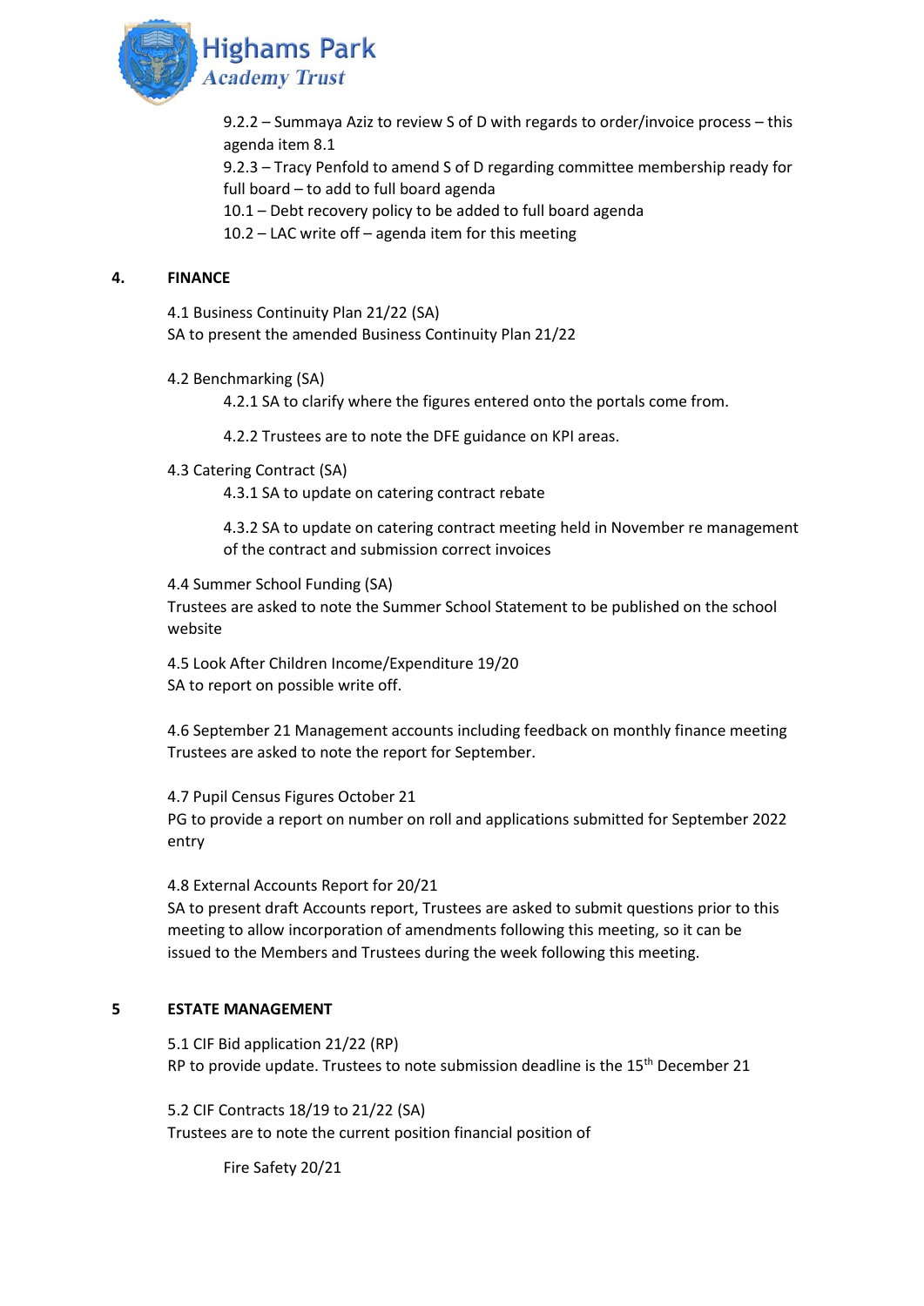9.2.2 – Summaya Aziz to review S of D with regards to order/invoice process – this agenda item 8.1

9.2.3 – Tracy Penfold to amend S of D regarding committee membership ready for full board – to add to full board agenda

10.1 – Debt recovery policy to be added to full board agenda

10.2 – LAC write off – agenda item for this meeting

## 4. FINANCE

4.1 Business Continuity Plan 21/22 (SA)
SA to present the amended Business Continuity Plan 21/22

4.2 Benchmarking (SA)

4.2.1 SA to clarify where the figures entered onto the portals come from.

4.2.2 Trustees are to note the DFE guidance on KPI areas.

4.3 Catering Contract (SA)

4.3.1 SA to update on catering contract rebate

4.3.2 SA to update on catering contract meeting held in November re management of the contract and submission correct invoices

4.4 Summer School Funding (SA)
Trustees are asked to note the Summer School Statement to be published on the school website

4.5 Look After Children Income/Expenditure 19/20
SA to report on possible write off.

4.6 September 21 Management accounts including feedback on monthly finance meeting
Trustees are asked to note the report for September.

4.7 Pupil Census Figures October 21
PG to provide a report on number on roll and applications submitted for September 2022 entry

4.8 External Accounts Report for 20/21
SA to present draft Accounts report, Trustees are asked to submit questions prior to this meeting to allow incorporation of amendments following this meeting, so it can be issued to the Members and Trustees during the week following this meeting.

## 5 ESTATE MANAGEMENT

5.1 CIF Bid application 21/22 (RP)
RP to provide update. Trustees to note submission deadline is the 15th December 21

5.2 CIF Contracts 18/19 to 21/22 (SA)
Trustees are to note the current position financial position of

Fire Safety 20/21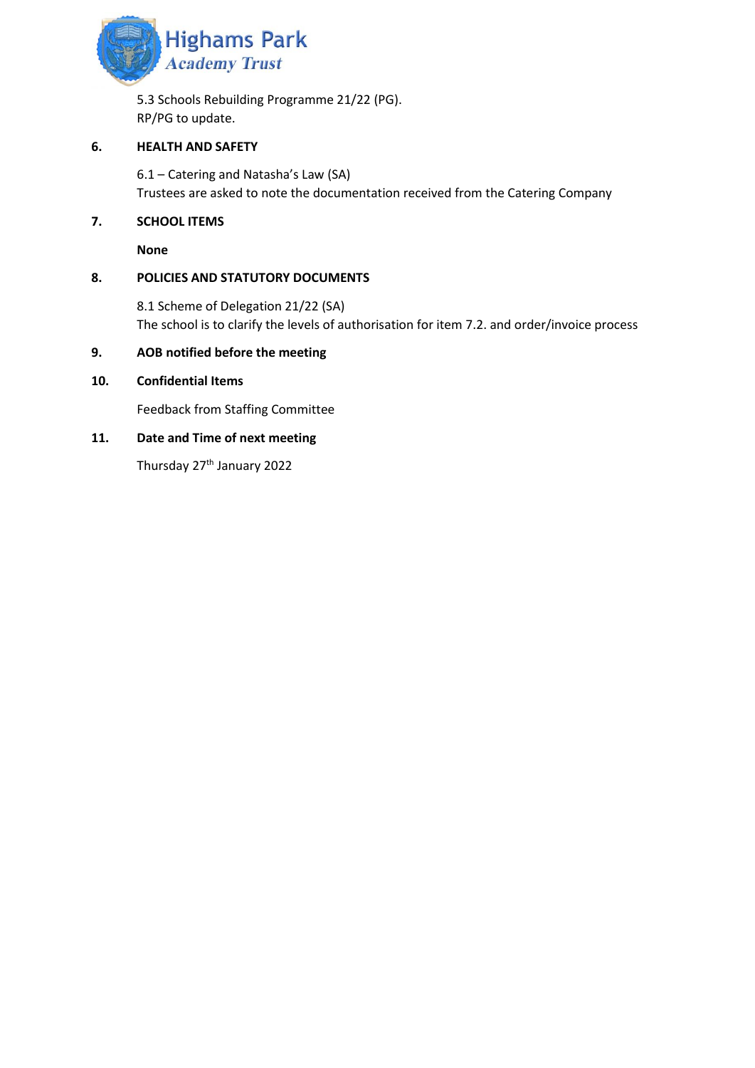5.3 Schools Rebuilding Programme 21/22 (PG).
RP/PG to update.

## 6. HEALTH AND SAFETY

6.1 – Catering and Natasha's Law (SA)
Trustees are asked to note the documentation received from the Catering Company

## 7. SCHOOL ITEMS

**None**

## 8. POLICIES AND STATUTORY DOCUMENTS

8.1 Scheme of Delegation 21/22 (SA)
The school is to clarify the levels of authorisation for item 7.2. and order/invoice process

## 9. AOB notified before the meeting

## 10. Confidential Items

Feedback from Staffing Committee

## 11. Date and Time of next meeting

Thursday 27th January 2022